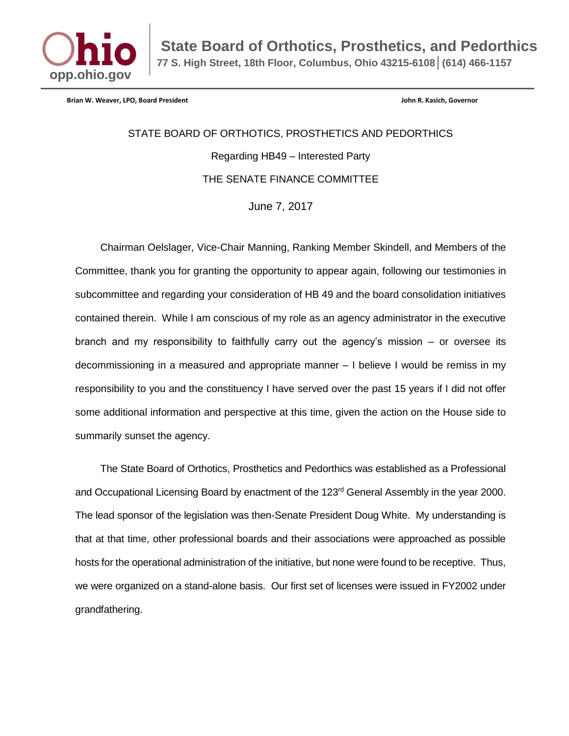**State Board of Orthotics, Prosthetics, and Pedorthics**

77 S. High Street, 18th Floor, Columbus, Ohio 43215-6108 | (614) 466-1157

opp.ohio.gov

**Brian W. Weaver, LPO, Board President** **John R. Kasich, Governor**

STATE BOARD OF ORTHOTICS, PROSTHETICS AND PEDORTHICS

Regarding HB49 – Interested Party

THE SENATE FINANCE COMMITTEE

June 7, 2017

Chairman Oelslager, Vice-Chair Manning, Ranking Member Skindell, and Members of the Committee, thank you for granting the opportunity to appear again, following our testimonies in subcommittee and regarding your consideration of HB 49 and the board consolidation initiatives contained therein. While I am conscious of my role as an agency administrator in the executive branch and my responsibility to faithfully carry out the agency's mission – or oversee its decommissioning in a measured and appropriate manner – I believe I would be remiss in my responsibility to you and the constituency I have served over the past 15 years if I did not offer some additional information and perspective at this time, given the action on the House side to summarily sunset the agency.

The State Board of Orthotics, Prosthetics and Pedorthics was established as a Professional and Occupational Licensing Board by enactment of the 123rd General Assembly in the year 2000. The lead sponsor of the legislation was then-Senate President Doug White. My understanding is that at that time, other professional boards and their associations were approached as possible hosts for the operational administration of the initiative, but none were found to be receptive. Thus, we were organized on a stand-alone basis. Our first set of licenses were issued in FY2002 under grandfathering.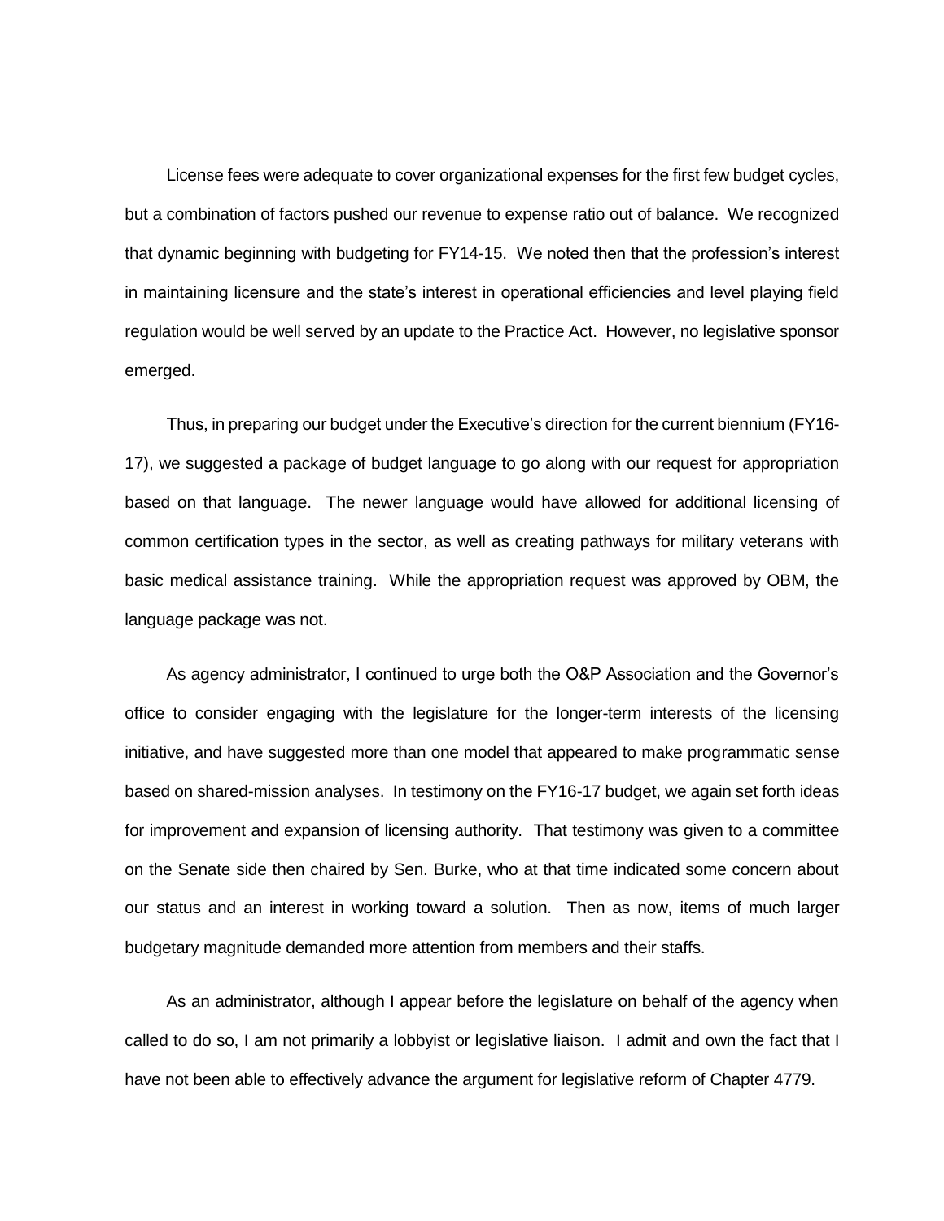License fees were adequate to cover organizational expenses for the first few budget cycles, but a combination of factors pushed our revenue to expense ratio out of balance. We recognized that dynamic beginning with budgeting for FY14-15. We noted then that the profession's interest in maintaining licensure and the state's interest in operational efficiencies and level playing field regulation would be well served by an update to the Practice Act. However, no legislative sponsor emerged.

Thus, in preparing our budget under the Executive's direction for the current biennium (FY16-17), we suggested a package of budget language to go along with our request for appropriation based on that language. The newer language would have allowed for additional licensing of common certification types in the sector, as well as creating pathways for military veterans with basic medical assistance training. While the appropriation request was approved by OBM, the language package was not.

As agency administrator, I continued to urge both the O&P Association and the Governor's office to consider engaging with the legislature for the longer-term interests of the licensing initiative, and have suggested more than one model that appeared to make programmatic sense based on shared-mission analyses. In testimony on the FY16-17 budget, we again set forth ideas for improvement and expansion of licensing authority. That testimony was given to a committee on the Senate side then chaired by Sen. Burke, who at that time indicated some concern about our status and an interest in working toward a solution. Then as now, items of much larger budgetary magnitude demanded more attention from members and their staffs.

As an administrator, although I appear before the legislature on behalf of the agency when called to do so, I am not primarily a lobbyist or legislative liaison. I admit and own the fact that I have not been able to effectively advance the argument for legislative reform of Chapter 4779.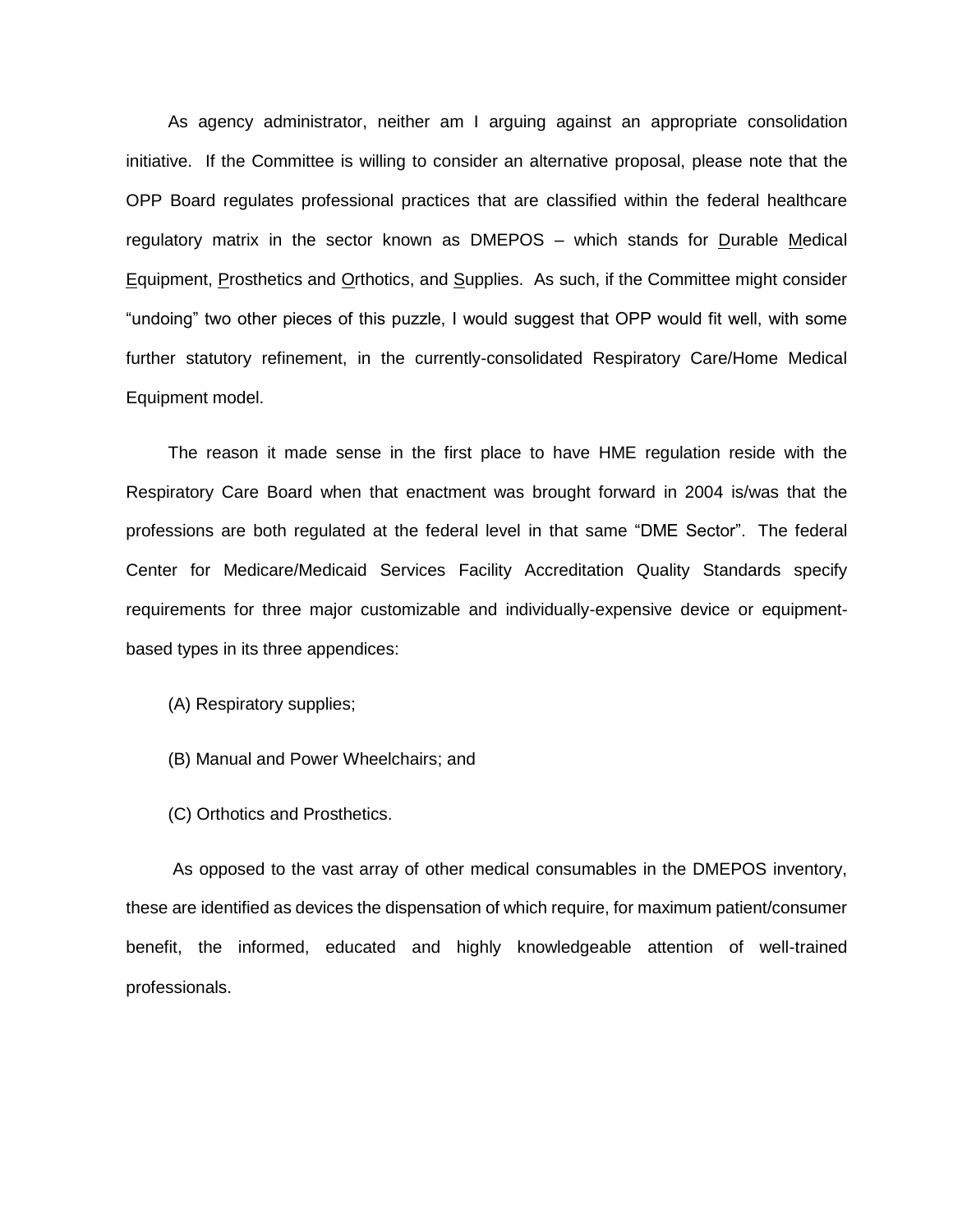As agency administrator, neither am I arguing against an appropriate consolidation initiative. If the Committee is willing to consider an alternative proposal, please note that the OPP Board regulates professional practices that are classified within the federal healthcare regulatory matrix in the sector known as DMEPOS – which stands for Durable Medical Equipment, Prosthetics and Orthotics, and Supplies. As such, if the Committee might consider "undoing" two other pieces of this puzzle, I would suggest that OPP would fit well, with some further statutory refinement, in the currently-consolidated Respiratory Care/Home Medical Equipment model.

The reason it made sense in the first place to have HME regulation reside with the Respiratory Care Board when that enactment was brought forward in 2004 is/was that the professions are both regulated at the federal level in that same "DME Sector". The federal Center for Medicare/Medicaid Services Facility Accreditation Quality Standards specify requirements for three major customizable and individually-expensive device or equipment-based types in its three appendices:

(A) Respiratory supplies;

(B) Manual and Power Wheelchairs; and

(C) Orthotics and Prosthetics.

As opposed to the vast array of other medical consumables in the DMEPOS inventory, these are identified as devices the dispensation of which require, for maximum patient/consumer benefit, the informed, educated and highly knowledgeable attention of well-trained professionals.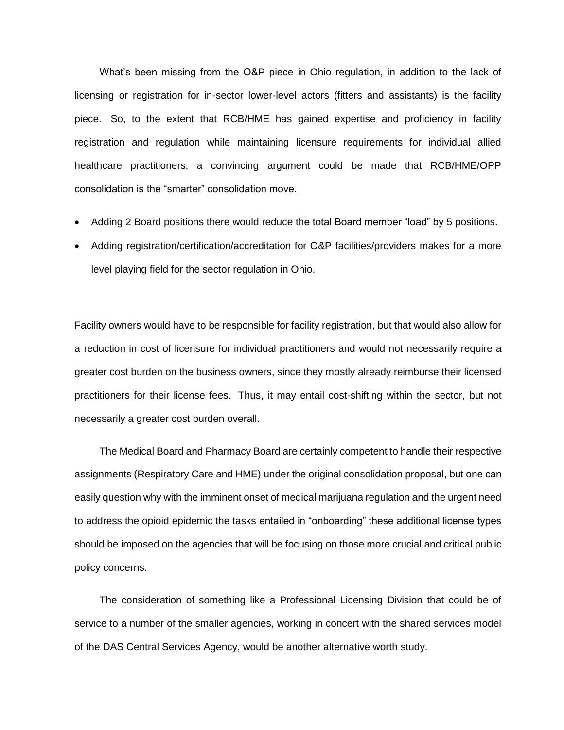What's been missing from the O&P piece in Ohio regulation, in addition to the lack of licensing or registration for in-sector lower-level actors (fitters and assistants) is the facility piece. So, to the extent that RCB/HME has gained expertise and proficiency in facility registration and regulation while maintaining licensure requirements for individual allied healthcare practitioners, a convincing argument could be made that RCB/HME/OPP consolidation is the "smarter" consolidation move.

- Adding 2 Board positions there would reduce the total Board member "load" by 5 positions.
- Adding registration/certification/accreditation for O&P facilities/providers makes for a more level playing field for the sector regulation in Ohio.

Facility owners would have to be responsible for facility registration, but that would also allow for a reduction in cost of licensure for individual practitioners and would not necessarily require a greater cost burden on the business owners, since they mostly already reimburse their licensed practitioners for their license fees. Thus, it may entail cost-shifting within the sector, but not necessarily a greater cost burden overall.

The Medical Board and Pharmacy Board are certainly competent to handle their respective assignments (Respiratory Care and HME) under the original consolidation proposal, but one can easily question why with the imminent onset of medical marijuana regulation and the urgent need to address the opioid epidemic the tasks entailed in "onboarding" these additional license types should be imposed on the agencies that will be focusing on those more crucial and critical public policy concerns.

The consideration of something like a Professional Licensing Division that could be of service to a number of the smaller agencies, working in concert with the shared services model of the DAS Central Services Agency, would be another alternative worth study.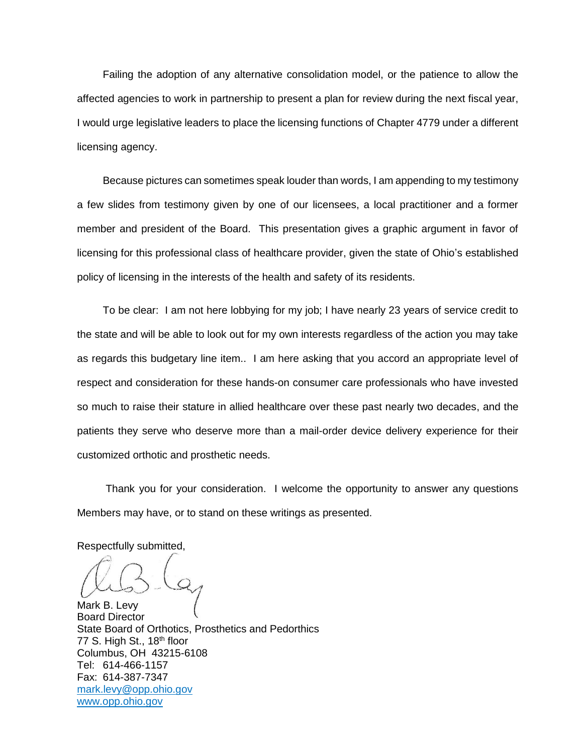Failing the adoption of any alternative consolidation model, or the patience to allow the affected agencies to work in partnership to present a plan for review during the next fiscal year, I would urge legislative leaders to place the licensing functions of Chapter 4779 under a different licensing agency.

Because pictures can sometimes speak louder than words, I am appending to my testimony a few slides from testimony given by one of our licensees, a local practitioner and a former member and president of the Board. This presentation gives a graphic argument in favor of licensing for this professional class of healthcare provider, given the state of Ohio's established policy of licensing in the interests of the health and safety of its residents.

To be clear: I am not here lobbying for my job; I have nearly 23 years of service credit to the state and will be able to look out for my own interests regardless of the action you may take as regards this budgetary line item.. I am here asking that you accord an appropriate level of respect and consideration for these hands-on consumer care professionals who have invested so much to raise their stature in allied healthcare over these past nearly two decades, and the patients they serve who deserve more than a mail-order device delivery experience for their customized orthotic and prosthetic needs.

Thank you for your consideration. I welcome the opportunity to answer any questions Members may have, or to stand on these writings as presented.

Respectfully submitted,

Mark B. Levy
Board Director
State Board of Orthotics, Prosthetics and Pedorthics
77 S. High St., 18th floor
Columbus, OH 43215-6108
Tel: 614-466-1157
Fax: 614-387-7347
mark.levy@opp.ohio.gov
www.opp.ohio.gov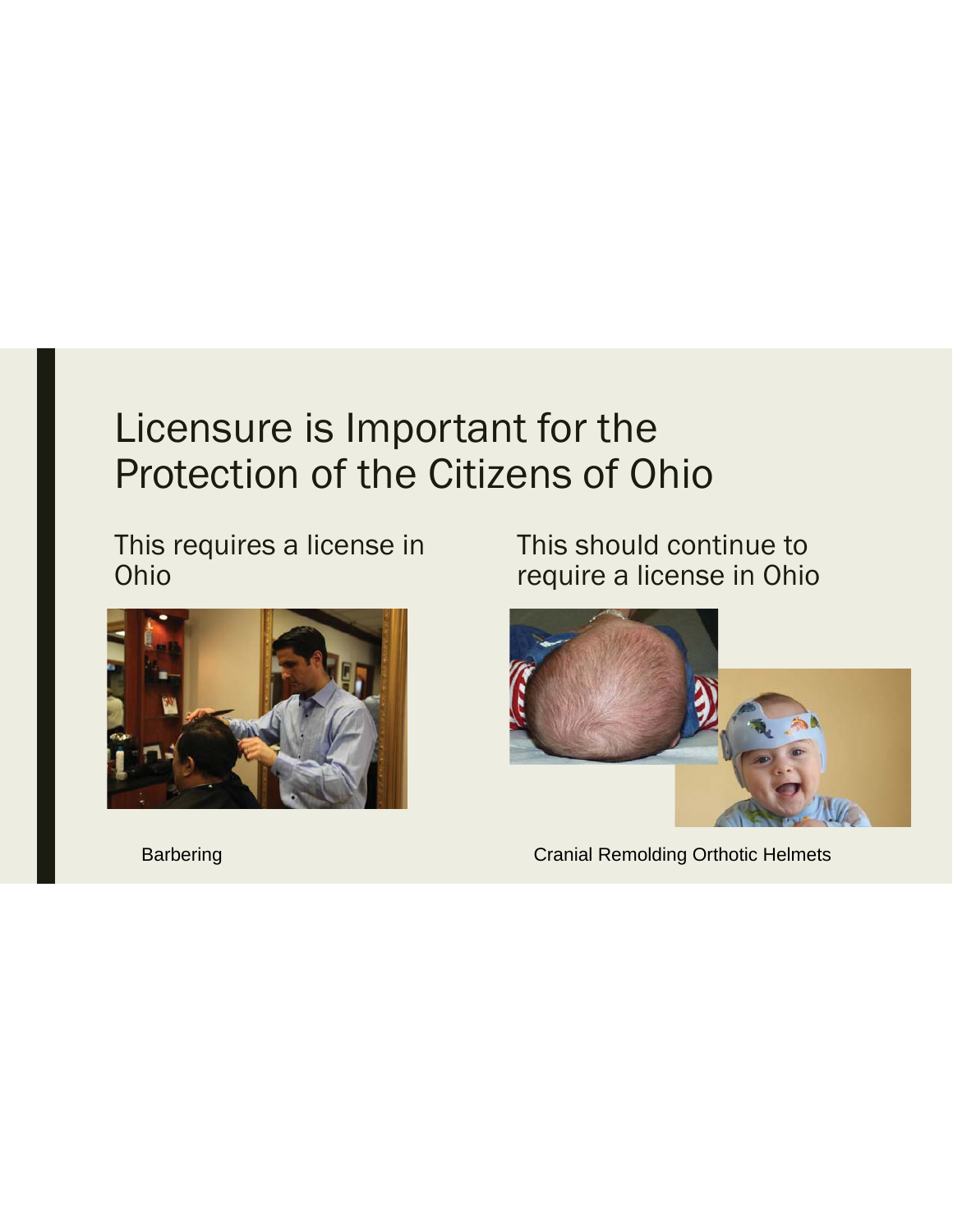# Licensure is Important for the Protection of the Citizens of Ohio

This requires a license in Ohio

Barbering

This should continue to require a license in Ohio

Cranial Remolding Orthotic Helmets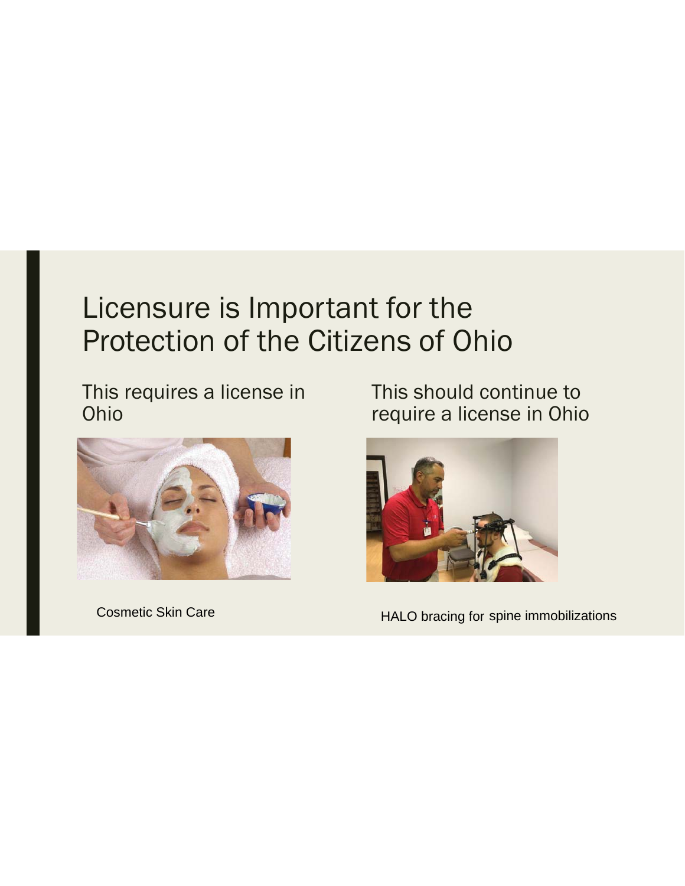# Licensure is Important for the Protection of the Citizens of Ohio

This requires a license in Ohio

Cosmetic Skin Care

This should continue to require a license in Ohio

HALO bracing for spine immobilizations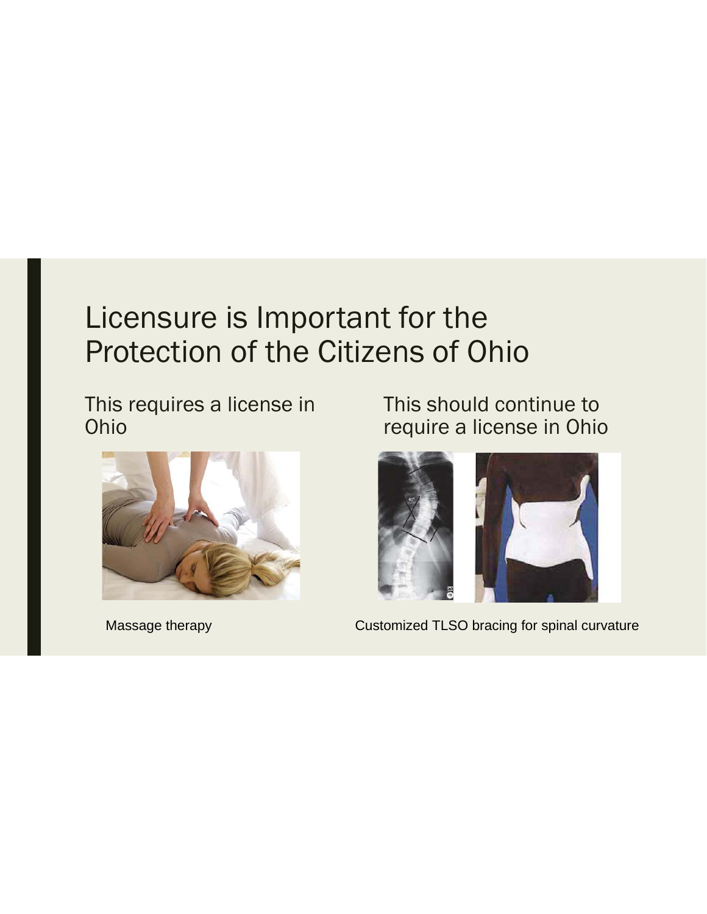# Licensure is Important for the Protection of the Citizens of Ohio

This requires a license in Ohio

Massage therapy

This should continue to require a license in Ohio

Customized TLSO bracing for spinal curvature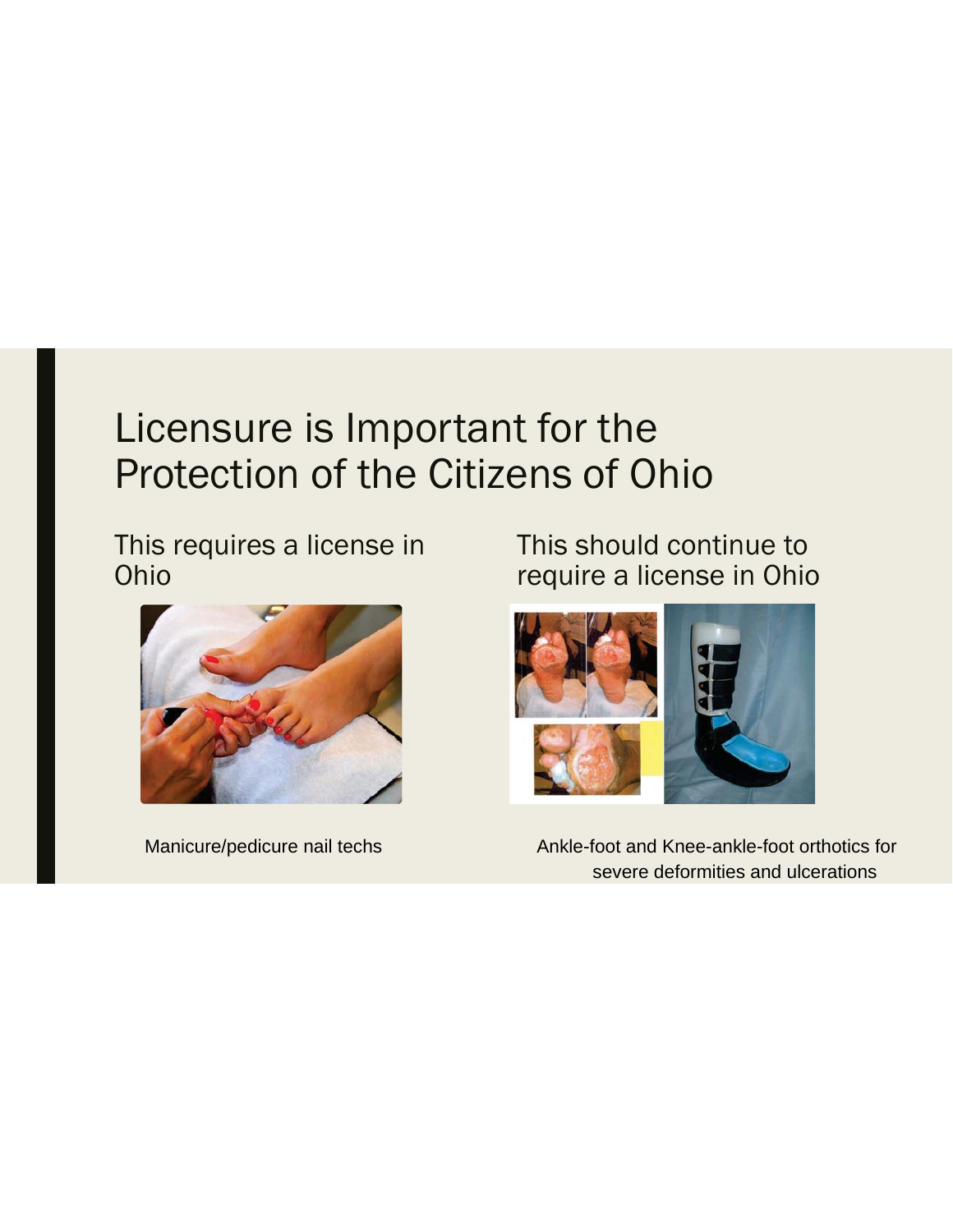# Licensure is Important for the Protection of the Citizens of Ohio

This requires a license in Ohio

Manicure/pedicure nail techs

This should continue to require a license in Ohio

Ankle-foot and Knee-ankle-foot orthotics for severe deformities and ulcerations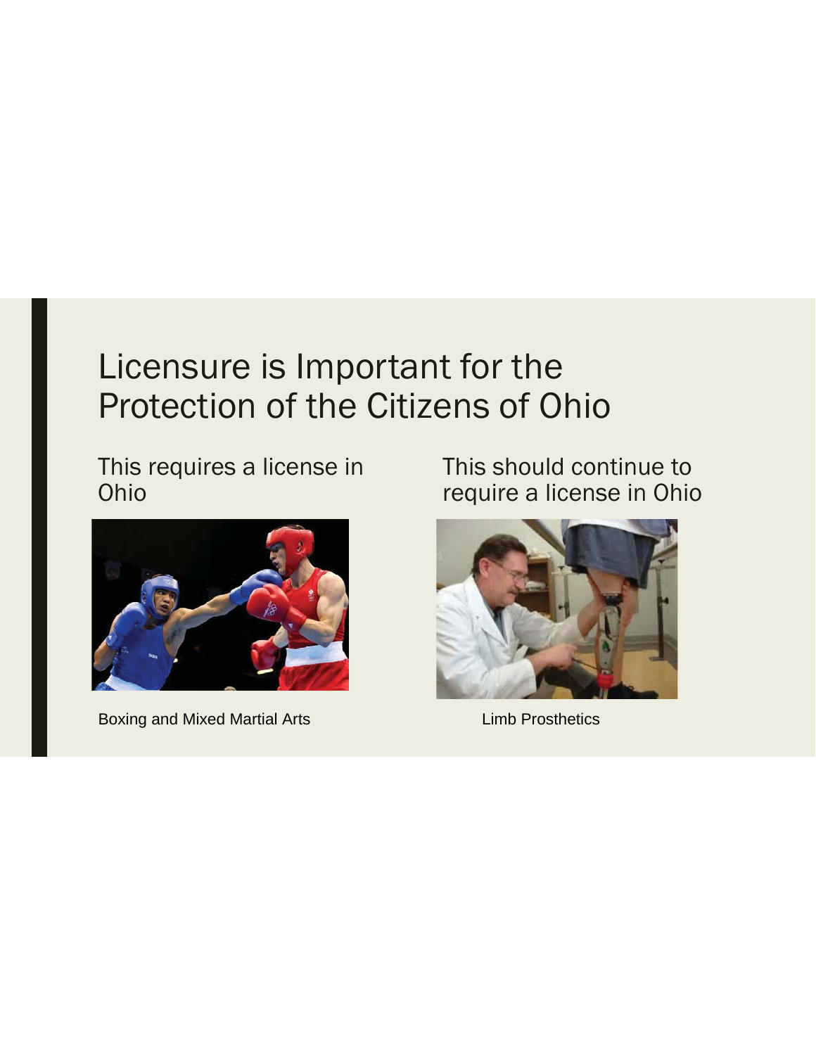# Licensure is Important for the Protection of the Citizens of Ohio

This requires a license in Ohio

Boxing and Mixed Martial Arts

This should continue to require a license in Ohio

Limb Prosthetics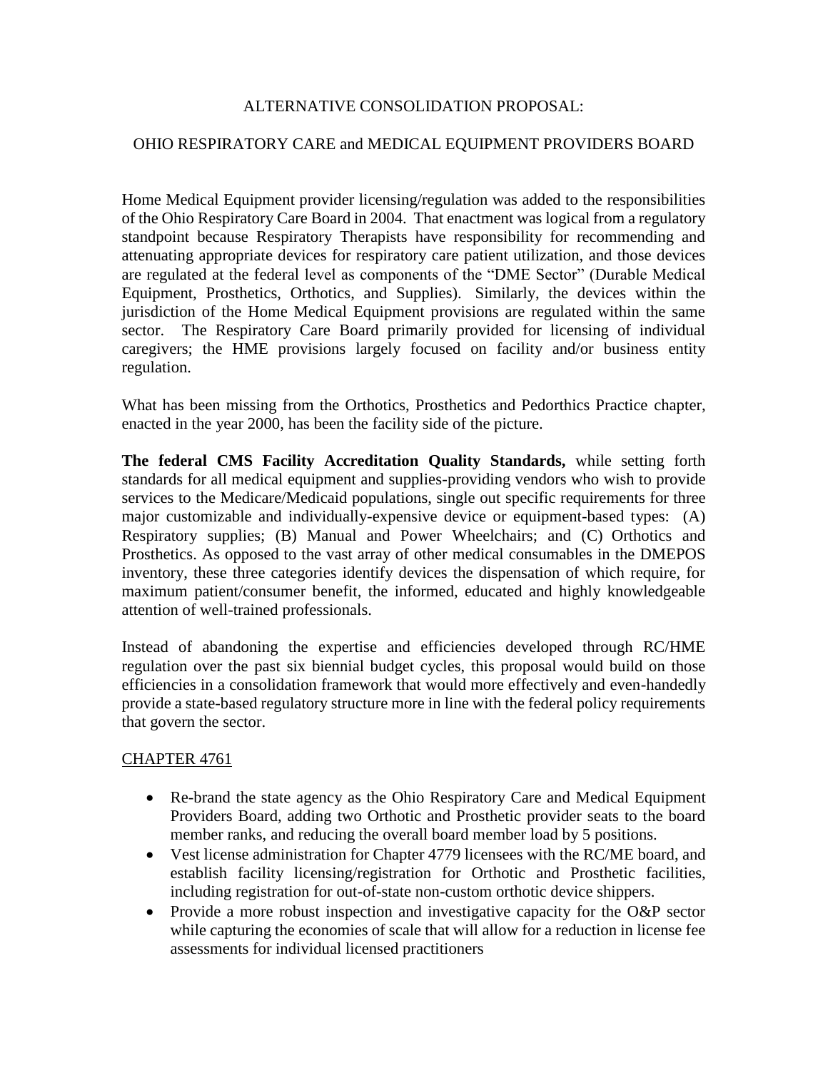# ALTERNATIVE CONSOLIDATION PROPOSAL:

## OHIO RESPIRATORY CARE and MEDICAL EQUIPMENT PROVIDERS BOARD

Home Medical Equipment provider licensing/regulation was added to the responsibilities of the Ohio Respiratory Care Board in 2004. That enactment was logical from a regulatory standpoint because Respiratory Therapists have responsibility for recommending and attenuating appropriate devices for respiratory care patient utilization, and those devices are regulated at the federal level as components of the "DME Sector" (Durable Medical Equipment, Prosthetics, Orthotics, and Supplies). Similarly, the devices within the jurisdiction of the Home Medical Equipment provisions are regulated within the same sector. The Respiratory Care Board primarily provided for licensing of individual caregivers; the HME provisions largely focused on facility and/or business entity regulation.

What has been missing from the Orthotics, Prosthetics and Pedorthics Practice chapter, enacted in the year 2000, has been the facility side of the picture.

**The federal CMS Facility Accreditation Quality Standards,** while setting forth standards for all medical equipment and supplies-providing vendors who wish to provide services to the Medicare/Medicaid populations, single out specific requirements for three major customizable and individually-expensive device or equipment-based types: (A) Respiratory supplies; (B) Manual and Power Wheelchairs; and (C) Orthotics and Prosthetics. As opposed to the vast array of other medical consumables in the DMEPOS inventory, these three categories identify devices the dispensation of which require, for maximum patient/consumer benefit, the informed, educated and highly knowledgeable attention of well-trained professionals.

Instead of abandoning the expertise and efficiencies developed through RC/HME regulation over the past six biennial budget cycles, this proposal would build on those efficiencies in a consolidation framework that would more effectively and even-handedly provide a state-based regulatory structure more in line with the federal policy requirements that govern the sector.

### CHAPTER 4761

- Re-brand the state agency as the Ohio Respiratory Care and Medical Equipment Providers Board, adding two Orthotic and Prosthetic provider seats to the board member ranks, and reducing the overall board member load by 5 positions.
- Vest license administration for Chapter 4779 licensees with the RC/ME board, and establish facility licensing/registration for Orthotic and Prosthetic facilities, including registration for out-of-state non-custom orthotic device shippers.
- Provide a more robust inspection and investigative capacity for the O&P sector while capturing the economies of scale that will allow for a reduction in license fee assessments for individual licensed practitioners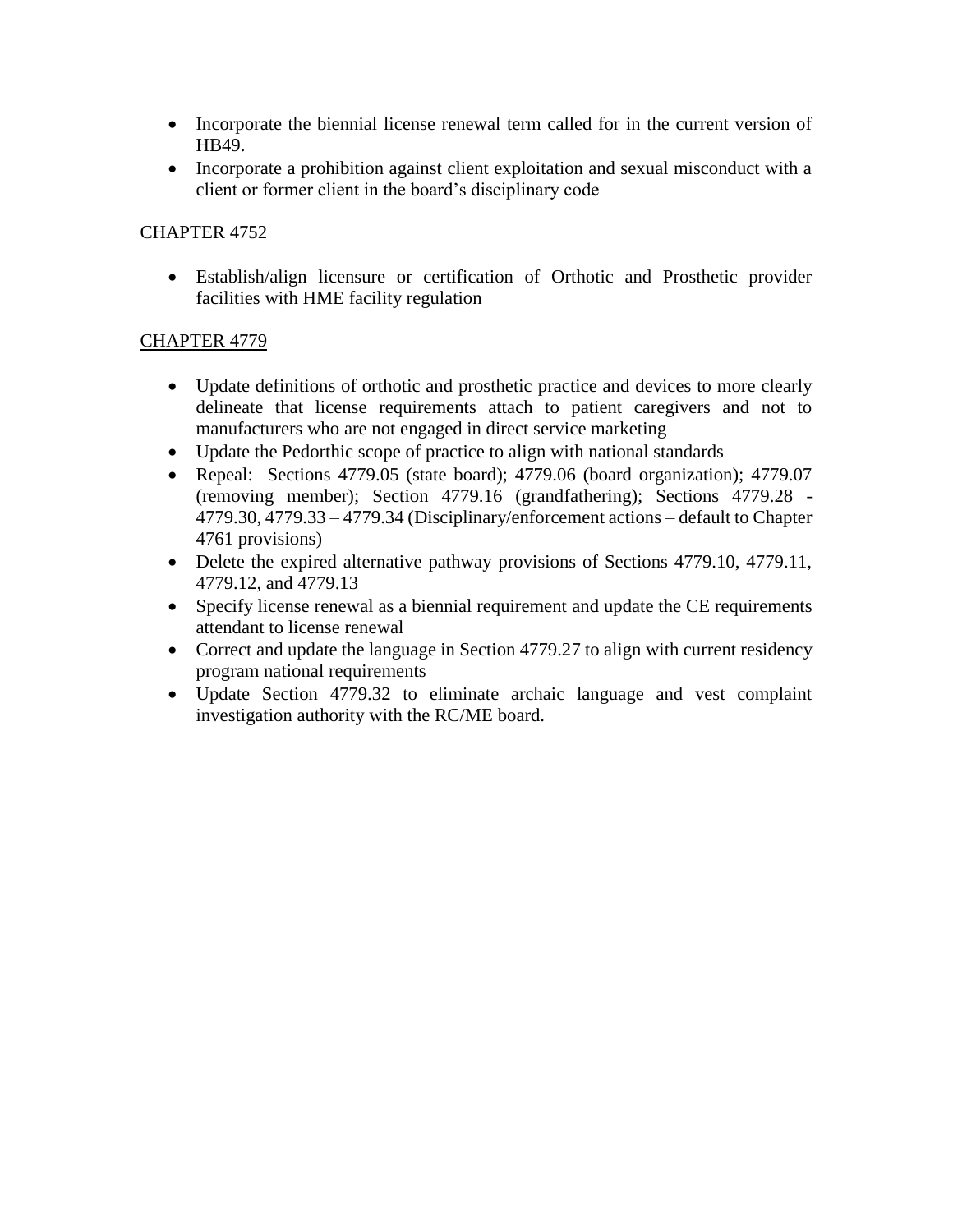- Incorporate the biennial license renewal term called for in the current version of HB49.
- Incorporate a prohibition against client exploitation and sexual misconduct with a client or former client in the board's disciplinary code

<u>CHAPTER 4752</u>

- Establish/align licensure or certification of Orthotic and Prosthetic provider facilities with HME facility regulation

<u>CHAPTER 4779</u>

- Update definitions of orthotic and prosthetic practice and devices to more clearly delineate that license requirements attach to patient caregivers and not to manufacturers who are not engaged in direct service marketing
- Update the Pedorthic scope of practice to align with national standards
- Repeal: Sections 4779.05 (state board); 4779.06 (board organization); 4779.07 (removing member); Section 4779.16 (grandfathering); Sections 4779.28 - 4779.30, 4779.33 – 4779.34 (Disciplinary/enforcement actions – default to Chapter 4761 provisions)
- Delete the expired alternative pathway provisions of Sections 4779.10, 4779.11, 4779.12, and 4779.13
- Specify license renewal as a biennial requirement and update the CE requirements attendant to license renewal
- Correct and update the language in Section 4779.27 to align with current residency program national requirements
- Update Section 4779.32 to eliminate archaic language and vest complaint investigation authority with the RC/ME board.